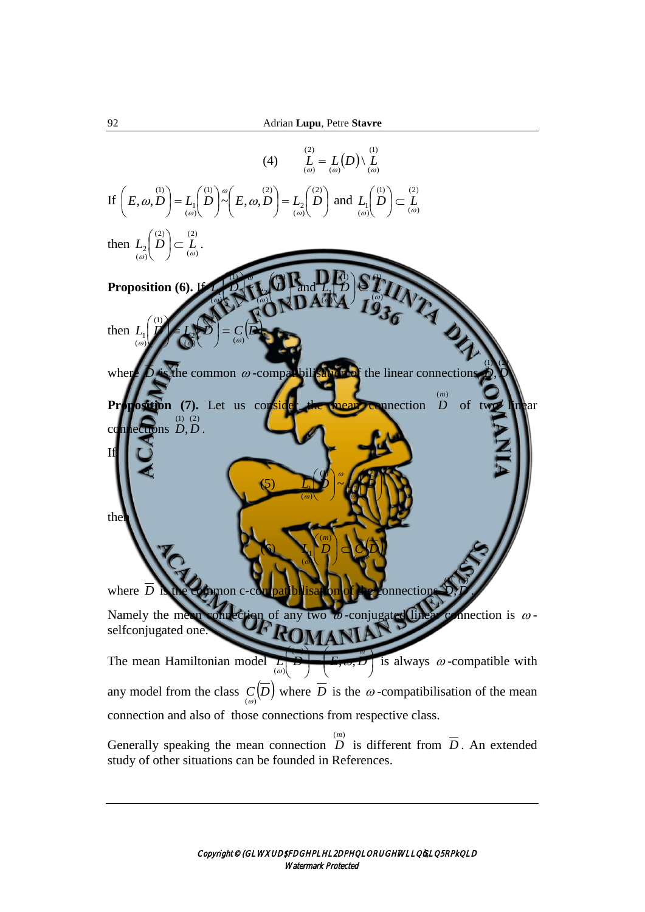$$\text{(4)} \qquad \underset{(\omega)}{\overset{(2)}{L}} = \underset{(\omega)}{L}(D) \setminus \underset{(\omega)}{\overset{(1)}{L}}$$

If $\left(E,\omega,\overset{(1)}{D}\right) = \underset{(\omega)}{L_1}\left(\overset{(1)}{D}\right) \overset{\omega}{\sim} \left(E,\omega,\overset{(2)}{D}\right) = \underset{(\omega)}{L_2}\left(\overset{(2)}{D}\right)$ and $\underset{(\omega)}{L_1}\left(\overset{(1)}{D}\right) \subset \underset{(\omega)}{\overset{(2)}{L}}$

then $\underset{(\omega)}{L_2}\left(\overset{(2)}{D}\right) \subset \underset{(\omega)}{\overset{(2)}{L}}$.

**Proposition (6).** If $\underset{(\omega)}{L_1}\left(\overset{(1)}{D}\right) \overset{\omega}{\sim} \underset{(\omega)}{L_2}\left(\overset{(2)}{D}\right)$ and $\underset{(\omega)}{L_1}\left(\overset{(1)}{D}\right) \subset \underset{(\omega)}{\overset{(1)}{L}}$

then $\underset{(\omega)}{L_1}\left(\overset{(1)}{D}\right) \equiv \underset{(\omega)}{L_2}\left(\overset{(2)}{D}\right) = \underset{(\omega)}{C}\left(\overline{D}\right)$

where $\overline{D}$ is the common $\omega$-compatibilisation of the linear connections $\overset{(1)}{D}, \overset{(2)}{D}$.

**Proposition (7).** Let us consider the mean connection $\overset{(m)}{D}$ of two linear connections $\overset{(1)}{D}, \overset{(2)}{D}$.

If

$$\text{(5)} \qquad \underset{(\omega)}{L_1}\left(\overset{(1)}{D}\right) \overset{\omega}{\sim} \underset{(\omega)}{L_2}\left(\overset{(2)}{D}\right)$$

then

$$\text{(6)} \qquad \underset{(\omega)}{L_1}\left(\overset{(m)}{D}\right) \subset \underset{(\omega)}{C}\left(\overline{D}\right)$$

where $\overline{D}$ is the common c-compatibilisation of the connections $\overset{(1)}{D}, \overset{(2)}{D}$.

Namely the mean connection of any two $\omega$-conjugated linear connection is $\omega$-selfconjugated one.

The mean Hamiltonian model $\underset{(\omega)}{L}\left(\overset{(m)}{D}\right) = \left(E,\omega,\overset{m}{D}\right)$ is always $\omega$-compatible with any model from the class $\underset{(\omega)}{C}\left(\overline{D}\right)$ where $\overline{D}$ is the $\omega$-compatibilisation of the mean connection and also of those connections from respective class.

Generally speaking the mean connection $\overset{(m)}{D}$ is different from $\overline{D}$. An extended study of other situations can be founded in References.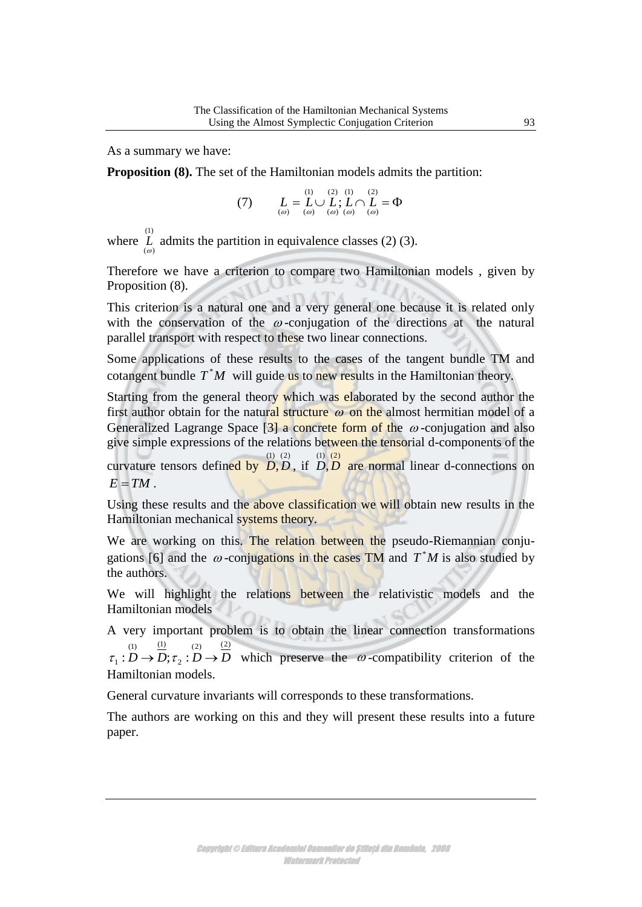As a summary we have:

**Proposition (8).** The set of the Hamiltonian models admits the partition:

$$(7) \qquad \underset{(\omega)}{L} = \underset{(\omega)}{\overset{(1)}{L}} \cup \underset{(\omega)}{\overset{(2)}{L}};\ \underset{(\omega)}{\overset{(1)}{L}} \cap \underset{(\omega)}{\overset{(2)}{L}} = \Phi$$

where $\underset{(\omega)}{\overset{(1)}{L}}$ admits the partition in equivalence classes (2) (3).

Therefore we have a criterion to compare two Hamiltonian models , given by Proposition (8).

This criterion is a natural one and a very general one because it is related only with the conservation of the $\omega$-conjugation of the directions at the natural parallel transport with respect to these two linear connections.

Some applications of these results to the cases of the tangent bundle TM and cotangent bundle $T^*M$ will guide us to new results in the Hamiltonian theory.

Starting from the general theory which was elaborated by the second author the first author obtain for the natural structure $\omega$ on the almost hermitian model of a Generalized Lagrange Space [3] a concrete form of the $\omega$-conjugation and also give simple expressions of the relations between the tensorial d-components of the curvature tensors defined by $\overset{(1)}{D}, \overset{(2)}{D}$, if $\overset{(1)}{D}, \overset{(2)}{D}$ are normal linear d-connections on $E = TM$.

Using these results and the above classification we will obtain new results in the Hamiltonian mechanical systems theory.

We are working on this. The relation between the pseudo-Riemannian conjugations [6] and the $\omega$-conjugations in the cases TM and $T^*M$ is also studied by the authors.

We will highlight the relations between the relativistic models and the Hamiltonian models

A very important problem is to obtain the linear connection transformations $\tau_1 : \overset{(1)}{D} \to \overset{\underline{(1)}}{D}; \tau_2 : \overset{(2)}{D} \to \overset{\underline{(2)}}{D}$ which preserve the $\omega$-compatibility criterion of the Hamiltonian models.

General curvature invariants will corresponds to these transformations.

The authors are working on this and they will present these results into a future paper.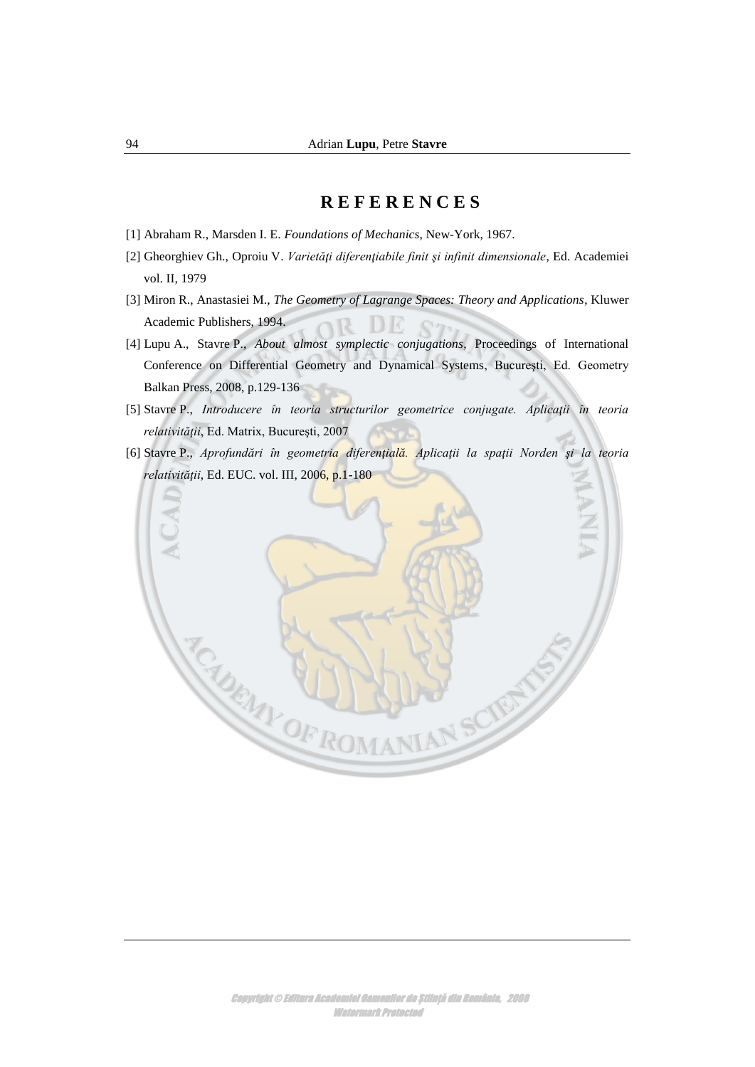# REFERENCES

[1] Abraham R., Marsden I. E. *Foundations of Mechanics*, New-York, 1967.

[2] Gheorghiev Gh., Oproiu V. *Varietăţi diferenţiabile finit şi infinit dimensionale*, Ed. Academiei vol. II, 1979

[3] Miron R., Anastasiei M., *The Geometry of Lagrange Spaces: Theory and Applications*, Kluwer Academic Publishers, 1994.

[4] Lupu A., Stavre P., *About almost symplectic conjugations*, Proceedings of International Conference on Differential Geometry and Dynamical Systems, Bucureşti, Ed. Geometry Balkan Press, 2008, p.129-136

[5] Stavre P., *Introducere în teoria structurilor geometrice conjugate. Aplicaţii în teoria relativităţii*, Ed. Matrix, Bucureşti, 2007

[6] Stavre P., *Aprofundări în geometria diferenţială. Aplicaţii la spaţii Norden şi la teoria relativităţii*, Ed. EUC. vol. III, 2006, p.1-180